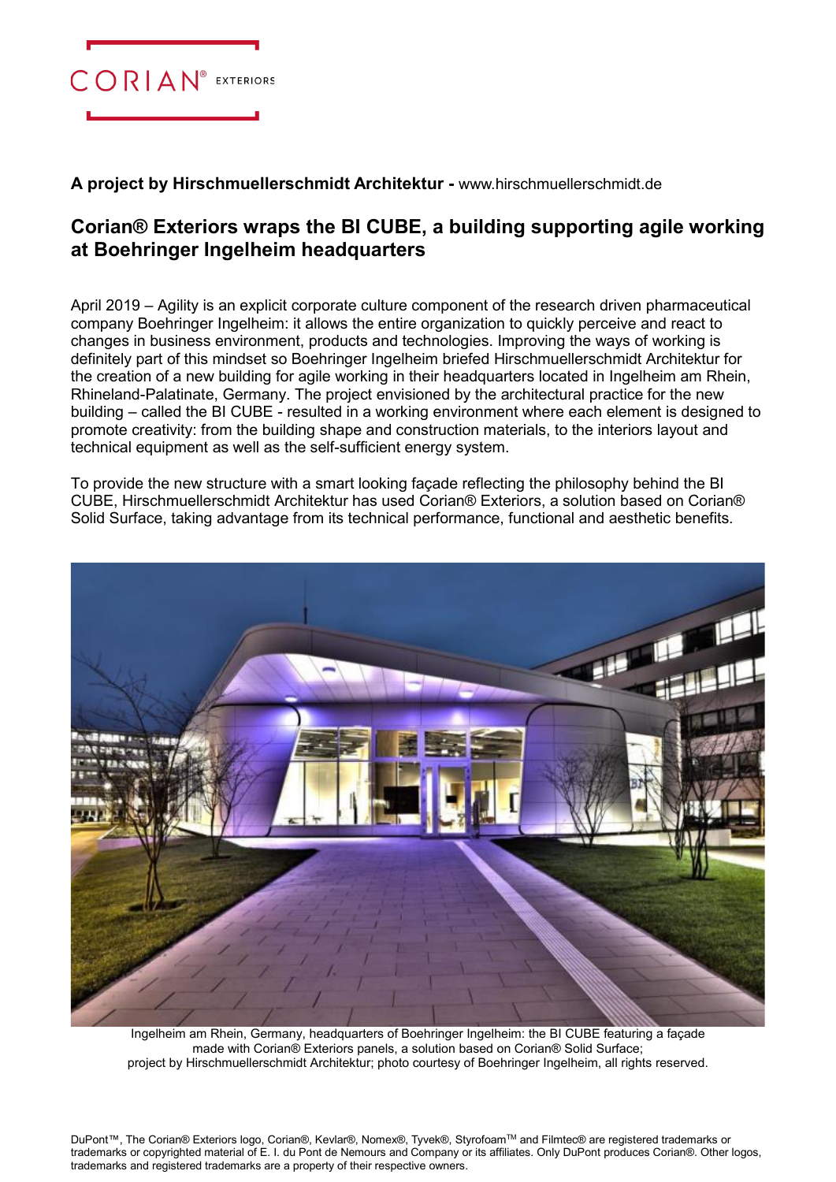CORIAN® EXTERIORS

**A project by Hirschmuellerschmidt Architektur -** www.hirschmuellerschmidt.de

## Corian® Exteriors wraps the BI CUBE, a building supporting agile working at Boehringer Ingelheim headquarters

April 2019 – Agility is an explicit corporate culture component of the research driven pharmaceutical company Boehringer Ingelheim: it allows the entire organization to quickly perceive and react to changes in business environment, products and technologies. Improving the ways of working is definitely part of this mindset so Boehringer Ingelheim briefed Hirschmuellerschmidt Architektur for the creation of a new building for agile working in their headquarters located in Ingelheim am Rhein, Rhineland-Palatinate, Germany. The project envisioned by the architectural practice for the new building – called the BI CUBE - resulted in a working environment where each element is designed to promote creativity: from the building shape and construction materials, to the interiors layout and technical equipment as well as the self-sufficient energy system.

To provide the new structure with a smart looking façade reflecting the philosophy behind the BI CUBE, Hirschmuellerschmidt Architektur has used Corian® Exteriors, a solution based on Corian® Solid Surface, taking advantage from its technical performance, functional and aesthetic benefits.

Ingelheim am Rhein, Germany, headquarters of Boehringer Ingelheim: the BI CUBE featuring a façade made with Corian® Exteriors panels, a solution based on Corian® Solid Surface; project by Hirschmuellerschmidt Architektur; photo courtesy of Boehringer Ingelheim, all rights reserved.

DuPont™, The Corian® Exteriors logo, Corian®, Kevlar®, Nomex®, Tyvek®, Styrofoam™ and Filmtec® are registered trademarks or trademarks or copyrighted material of E. I. du Pont de Nemours and Company or its affiliates. Only DuPont produces Corian®. Other logos, trademarks and registered trademarks are a property of their respective owners.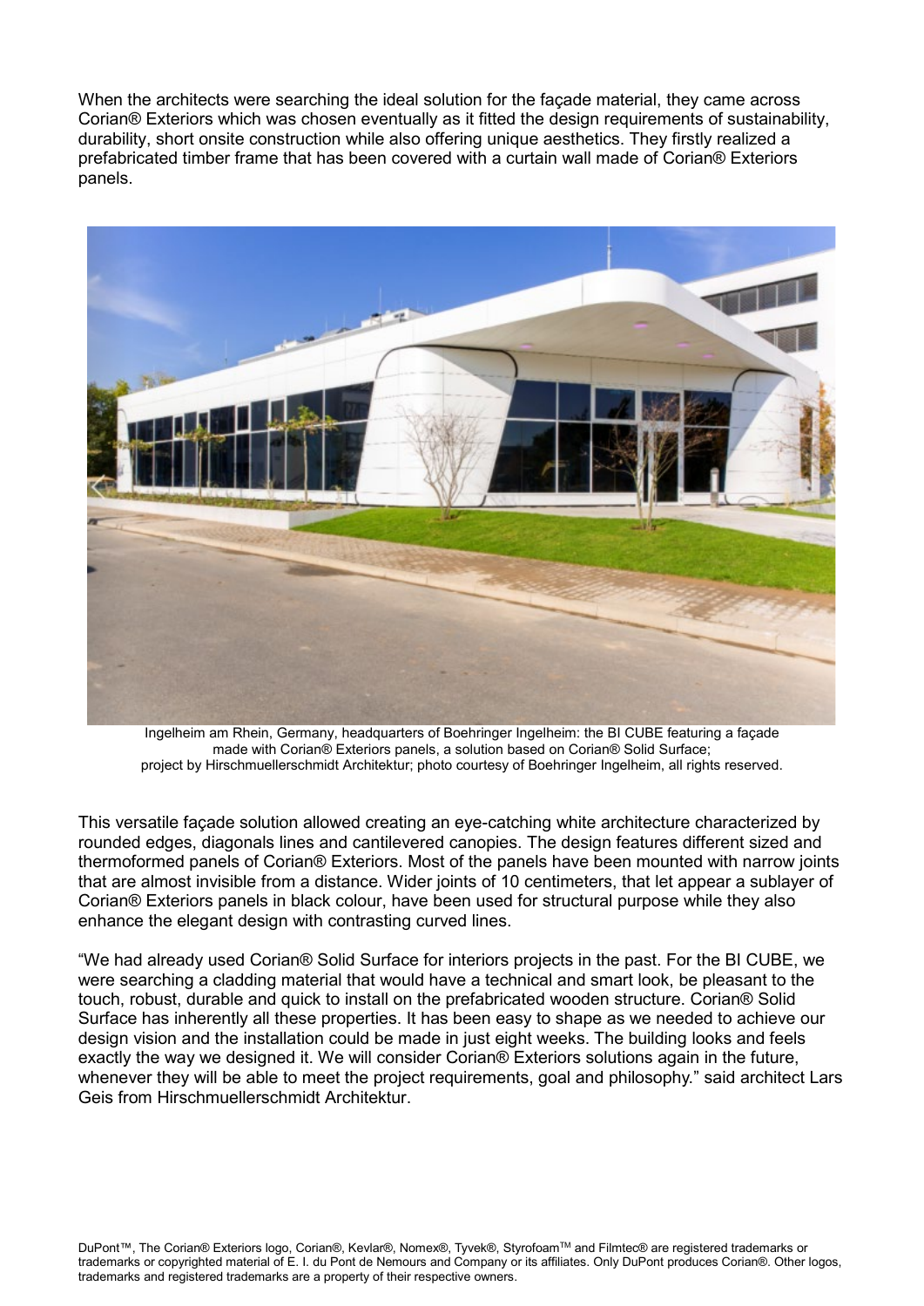When the architects were searching the ideal solution for the façade material, they came across Corian® Exteriors which was chosen eventually as it fitted the design requirements of sustainability, durability, short onsite construction while also offering unique aesthetics. They firstly realized a prefabricated timber frame that has been covered with a curtain wall made of Corian® Exteriors panels.

Ingelheim am Rhein, Germany, headquarters of Boehringer Ingelheim: the BI CUBE featuring a façade made with Corian® Exteriors panels, a solution based on Corian® Solid Surface; project by Hirschmuellerschmidt Architektur; photo courtesy of Boehringer Ingelheim, all rights reserved.

This versatile façade solution allowed creating an eye-catching white architecture characterized by rounded edges, diagonals lines and cantilevered canopies. The design features different sized and thermoformed panels of Corian® Exteriors. Most of the panels have been mounted with narrow joints that are almost invisible from a distance. Wider joints of 10 centimeters, that let appear a sublayer of Corian® Exteriors panels in black colour, have been used for structural purpose while they also enhance the elegant design with contrasting curved lines.

“We had already used Corian® Solid Surface for interiors projects in the past. For the BI CUBE, we were searching a cladding material that would have a technical and smart look, be pleasant to the touch, robust, durable and quick to install on the prefabricated wooden structure. Corian® Solid Surface has inherently all these properties. It has been easy to shape as we needed to achieve our design vision and the installation could be made in just eight weeks. The building looks and feels exactly the way we designed it. We will consider Corian® Exteriors solutions again in the future, whenever they will be able to meet the project requirements, goal and philosophy.” said architect Lars Geis from Hirschmuellerschmidt Architektur.

DuPont™, The Corian® Exteriors logo, Corian®, Kevlar®, Nomex®, Tyvek®, Styrofoam™ and Filmtec® are registered trademarks or trademarks or copyrighted material of E. I. du Pont de Nemours and Company or its affiliates. Only DuPont produces Corian®. Other logos, trademarks and registered trademarks are a property of their respective owners.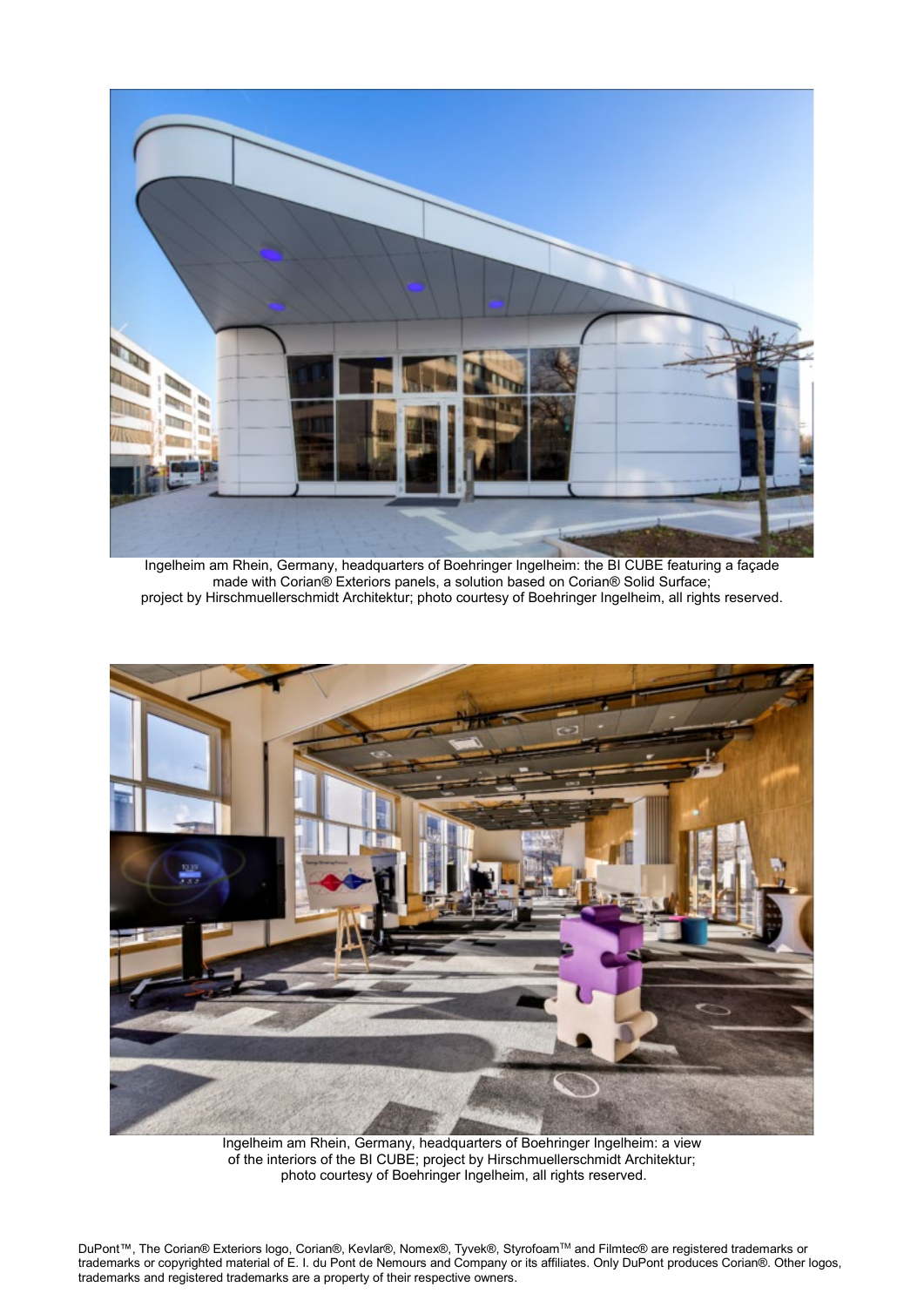Ingelheim am Rhein, Germany, headquarters of Boehringer Ingelheim: the BI CUBE featuring a façade made with Corian® Exteriors panels, a solution based on Corian® Solid Surface; project by Hirschmuellerschmidt Architektur; photo courtesy of Boehringer Ingelheim, all rights reserved.

Ingelheim am Rhein, Germany, headquarters of Boehringer Ingelheim: a view of the interiors of the BI CUBE; project by Hirschmuellerschmidt Architektur; photo courtesy of Boehringer Ingelheim, all rights reserved.

DuPont™, The Corian® Exteriors logo, Corian®, Kevlar®, Nomex®, Tyvek®, Styrofoam™ and Filmtec® are registered trademarks or trademarks or copyrighted material of E. I. du Pont de Nemours and Company or its affiliates. Only DuPont produces Corian®. Other logos, trademarks and registered trademarks are a property of their respective owners.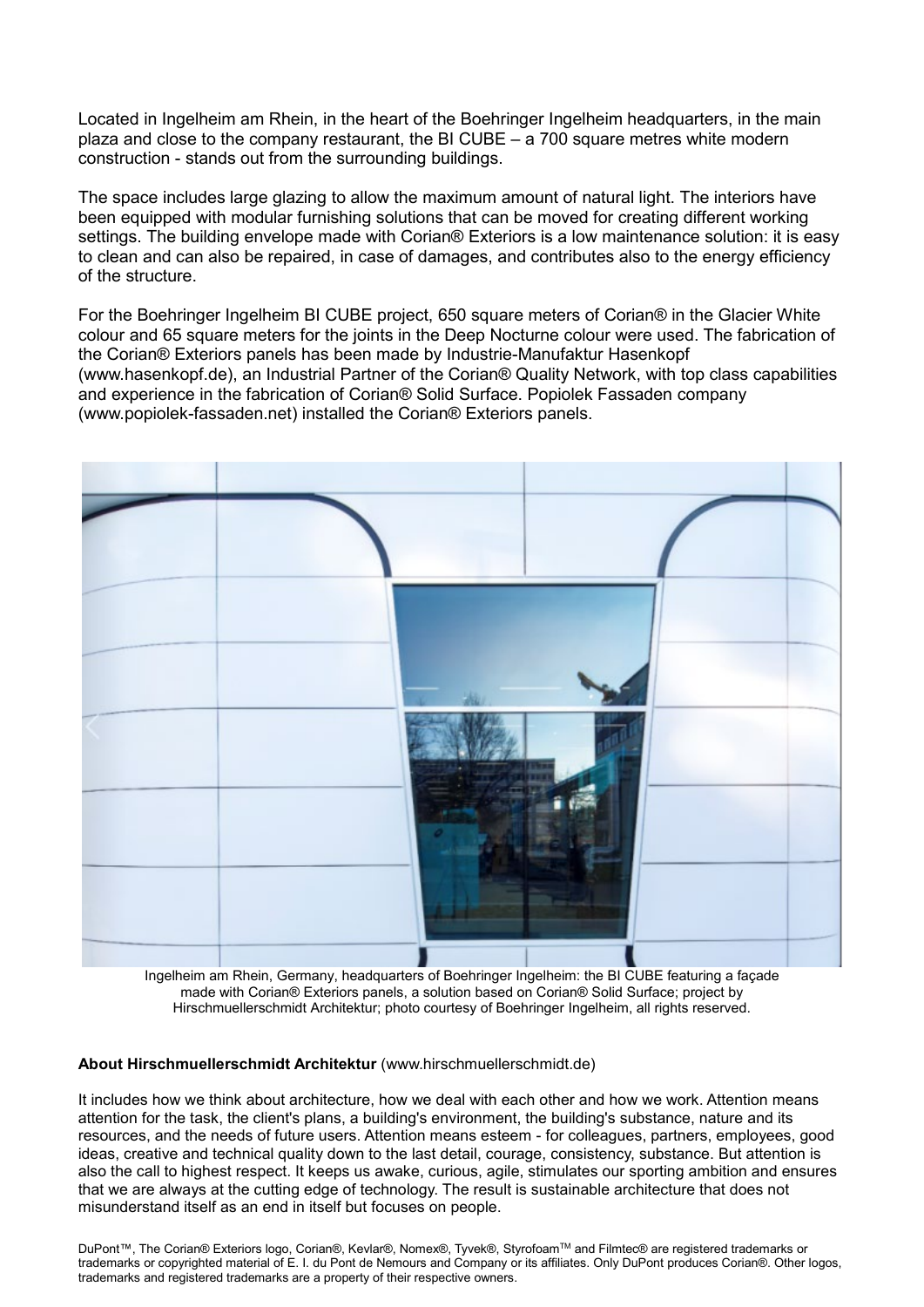Located in Ingelheim am Rhein, in the heart of the Boehringer Ingelheim headquarters, in the main plaza and close to the company restaurant, the BI CUBE – a 700 square metres white modern construction - stands out from the surrounding buildings.

The space includes large glazing to allow the maximum amount of natural light. The interiors have been equipped with modular furnishing solutions that can be moved for creating different working settings. The building envelope made with Corian® Exteriors is a low maintenance solution: it is easy to clean and can also be repaired, in case of damages, and contributes also to the energy efficiency of the structure.

For the Boehringer Ingelheim BI CUBE project, 650 square meters of Corian® in the Glacier White colour and 65 square meters for the joints in the Deep Nocturne colour were used. The fabrication of the Corian® Exteriors panels has been made by Industrie-Manufaktur Hasenkopf (www.hasenkopf.de), an Industrial Partner of the Corian® Quality Network, with top class capabilities and experience in the fabrication of Corian® Solid Surface. Popiolek Fassaden company (www.popiolek-fassaden.net) installed the Corian® Exteriors panels.

Ingelheim am Rhein, Germany, headquarters of Boehringer Ingelheim: the BI CUBE featuring a façade made with Corian® Exteriors panels, a solution based on Corian® Solid Surface; project by Hirschmuellerschmidt Architektur; photo courtesy of Boehringer Ingelheim, all rights reserved.

**About Hirschmuellerschmidt Architektur** (www.hirschmuellerschmidt.de)

It includes how we think about architecture, how we deal with each other and how we work. Attention means attention for the task, the client's plans, a building's environment, the building's substance, nature and its resources, and the needs of future users. Attention means esteem - for colleagues, partners, employees, good ideas, creative and technical quality down to the last detail, courage, consistency, substance. But attention is also the call to highest respect. It keeps us awake, curious, agile, stimulates our sporting ambition and ensures that we are always at the cutting edge of technology. The result is sustainable architecture that does not misunderstand itself as an end in itself but focuses on people.

DuPont™, The Corian® Exteriors logo, Corian®, Kevlar®, Nomex®, Tyvek®, Styrofoam™ and Filmtec® are registered trademarks or trademarks or copyrighted material of E. I. du Pont de Nemours and Company or its affiliates. Only DuPont produces Corian®. Other logos, trademarks and registered trademarks are a property of their respective owners.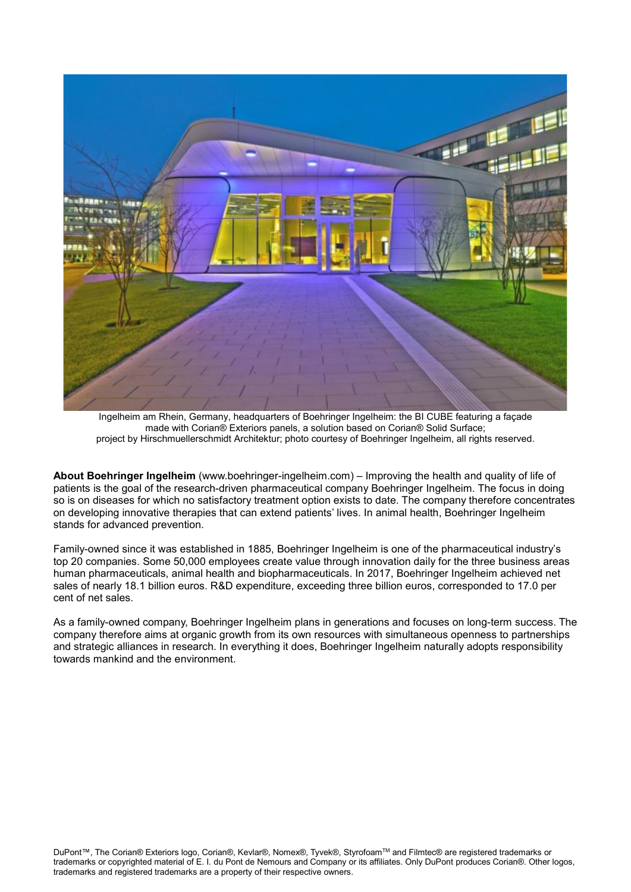Ingelheim am Rhein, Germany, headquarters of Boehringer Ingelheim: the BI CUBE featuring a façade made with Corian® Exteriors panels, a solution based on Corian® Solid Surface; project by Hirschmuellerschmidt Architektur; photo courtesy of Boehringer Ingelheim, all rights reserved.

**About Boehringer Ingelheim** (www.boehringer-ingelheim.com) – Improving the health and quality of life of patients is the goal of the research-driven pharmaceutical company Boehringer Ingelheim. The focus in doing so is on diseases for which no satisfactory treatment option exists to date. The company therefore concentrates on developing innovative therapies that can extend patients' lives. In animal health, Boehringer Ingelheim stands for advanced prevention.

Family-owned since it was established in 1885, Boehringer Ingelheim is one of the pharmaceutical industry's top 20 companies. Some 50,000 employees create value through innovation daily for the three business areas human pharmaceuticals, animal health and biopharmaceuticals. In 2017, Boehringer Ingelheim achieved net sales of nearly 18.1 billion euros. R&D expenditure, exceeding three billion euros, corresponded to 17.0 per cent of net sales.

As a family-owned company, Boehringer Ingelheim plans in generations and focuses on long-term success. The company therefore aims at organic growth from its own resources with simultaneous openness to partnerships and strategic alliances in research. In everything it does, Boehringer Ingelheim naturally adopts responsibility towards mankind and the environment.

DuPont™, The Corian® Exteriors logo, Corian®, Kevlar®, Nomex®, Tyvek®, Styrofoam™ and Filmtec® are registered trademarks or trademarks or copyrighted material of E. I. du Pont de Nemours and Company or its affiliates. Only DuPont produces Corian®. Other logos, trademarks and registered trademarks are a property of their respective owners.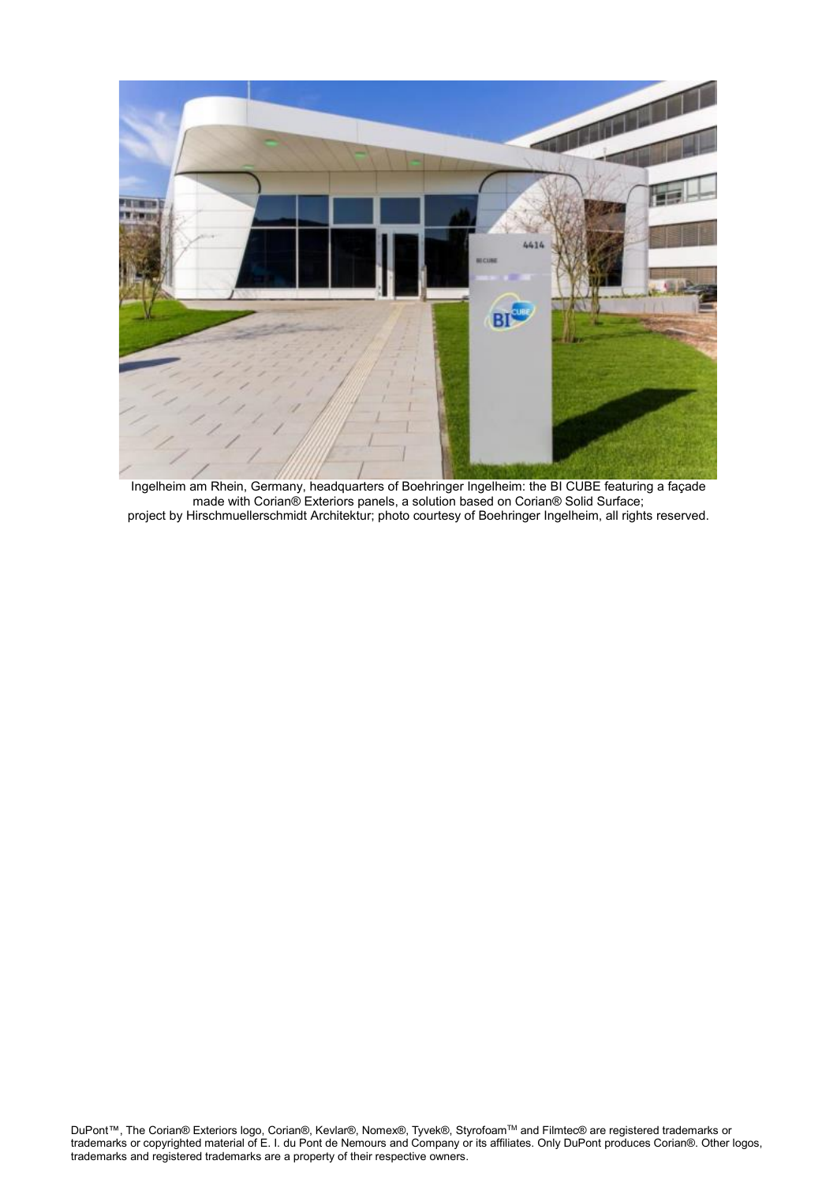Ingelheim am Rhein, Germany, headquarters of Boehringer Ingelheim: the BI CUBE featuring a façade made with Corian® Exteriors panels, a solution based on Corian® Solid Surface; project by Hirschmuellerschmidt Architektur; photo courtesy of Boehringer Ingelheim, all rights reserved.

DuPont™, The Corian® Exteriors logo, Corian®, Kevlar®, Nomex®, Tyvek®, Styrofoam™ and Filmtec® are registered trademarks or trademarks or copyrighted material of E. I. du Pont de Nemours and Company or its affiliates. Only DuPont produces Corian®. Other logos, trademarks and registered trademarks are a property of their respective owners.